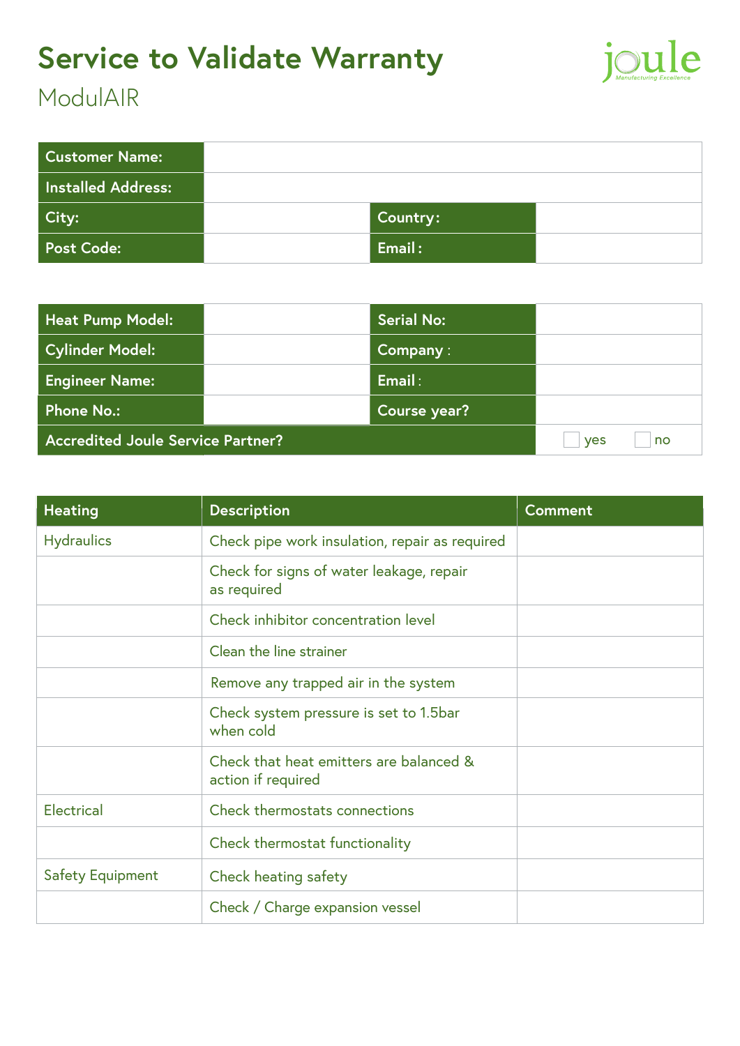# Service to Validate Warranty

## ModulAIR

| Customer Name: | | | |
|---|---|---|---|
| Installed Address: | | | |
| City: | | Country: | |
| Post Code: | | Email: | |

| Heat Pump Model: | | Serial No: | |
|---|---|---|---|
| Cylinder Model: | | Company: | |
| Engineer Name: | | Email: | |
| Phone No.: | | Course year? | |
| Accredited Joule Service Partner? | | | ☐ yes ☐ no |

| Heating | Description | Comment |
|---|---|---|
| Hydraulics | Check pipe work insulation, repair as required | |
| | Check for signs of water leakage, repair as required | |
| | Check inhibitor concentration level | |
| | Clean the line strainer | |
| | Remove any trapped air in the system | |
| | Check system pressure is set to 1.5bar when cold | |
| | Check that heat emitters are balanced & action if required | |
| Electrical | Check thermostats connections | |
| | Check thermostat functionality | |
| Safety Equipment | Check heating safety | |
| | Check / Charge expansion vessel | |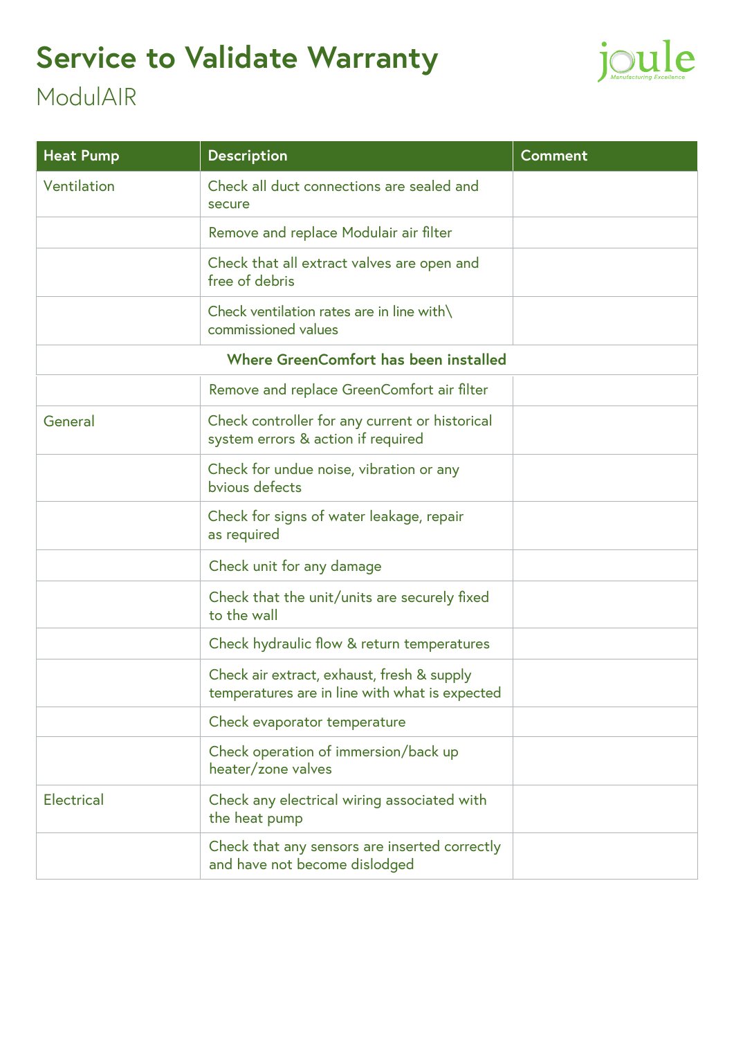# Service to Validate Warranty

## ModulAIR

| Heat Pump | Description | Comment |
|---|---|---|
| Ventilation | Check all duct connections are sealed and secure | |
| | Remove and replace Modulair air filter | |
| | Check that all extract valves are open and free of debris | |
| | Check ventilation rates are in line with\ commissioned values | |
| **Where GreenComfort has been installed** | | |
| | Remove and replace GreenComfort air filter | |
| General | Check controller for any current or historical system errors & action if required | |
| | Check for undue noise, vibration or any bvious defects | |
| | Check for signs of water leakage, repair as required | |
| | Check unit for any damage | |
| | Check that the unit/units are securely fixed to the wall | |
| | Check hydraulic flow & return temperatures | |
| | Check air extract, exhaust, fresh & supply temperatures are in line with what is expected | |
| | Check evaporator temperature | |
| | Check operation of immersion/back up heater/zone valves | |
| Electrical | Check any electrical wiring associated with the heat pump | |
| | Check that any sensors are inserted correctly and have not become dislodged | |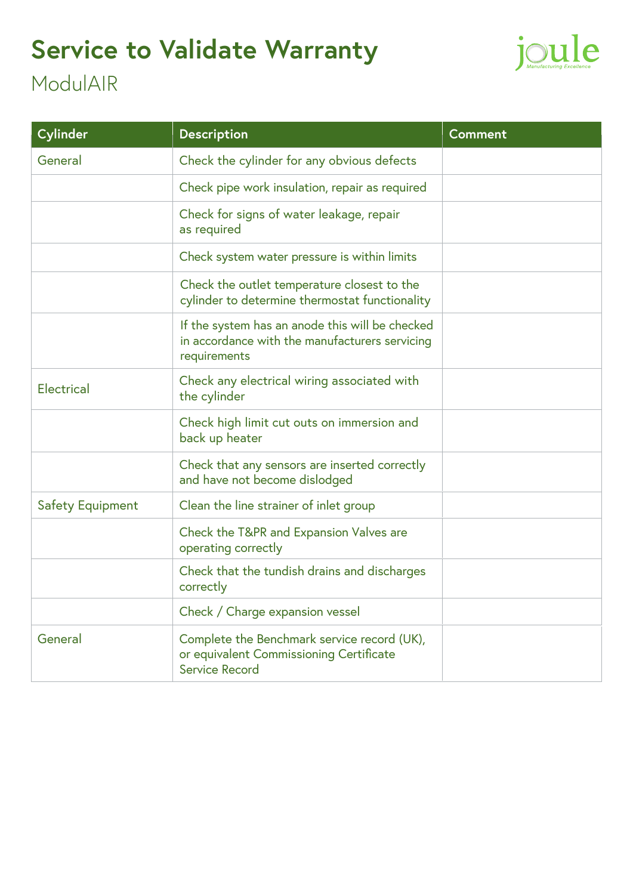# Service to Validate Warranty

## ModulAIR

joule
Manufacturing Excellence

| Cylinder | Description | Comment |
|---|---|---|
| General | Check the cylinder for any obvious defects | |
| | Check pipe work insulation, repair as required | |
| | Check for signs of water leakage, repair as required | |
| | Check system water pressure is within limits | |
| | Check the outlet temperature closest to the cylinder to determine thermostat functionality | |
| | If the system has an anode this will be checked in accordance with the manufacturers servicing requirements | |
| Electrical | Check any electrical wiring associated with the cylinder | |
| | Check high limit cut outs on immersion and back up heater | |
| | Check that any sensors are inserted correctly and have not become dislodged | |
| Safety Equipment | Clean the line strainer of inlet group | |
| | Check the T&PR and Expansion Valves are operating correctly | |
| | Check that the tundish drains and discharges correctly | |
| | Check / Charge expansion vessel | |
| General | Complete the Benchmark service record (UK), or equivalent Commissioning Certificate Service Record | |